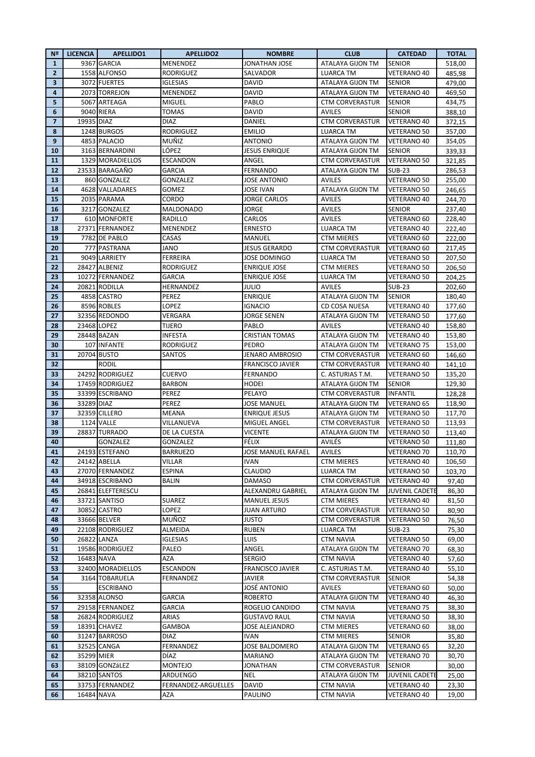| Nº | LICENCIA | APELLIDO1 | APELLIDO2 | NOMBRE | CLUB | CATEDAD | TOTAL |
|---|---|---|---|---|---|---|---|
| 1 | 9367 | GARCIA | MENENDEZ | JONATHAN JOSE | ATALAYA GIJON TM | SENIOR | 518,00 |
| 2 | 1558 | ALFONSO | RODRIGUEZ | SALVADOR | LUARCA TM | VETERANO 40 | 485,98 |
| 3 | 3072 | FUERTES | IGLESIAS | DAVID | ATALAYA GIJON TM | SENIOR | 479,00 |
| 4 | 2073 | TORREJON | MENENDEZ | DAVID | ATALAYA GIJON TM | VETERANO 40 | 469,50 |
| 5 | 5067 | ARTEAGA | MIGUEL | PABLO | CTM CORVERASTUR | SENIOR | 434,75 |
| 6 | 9040 | RIERA | TOMAS | DAVID | AVILES | SENIOR | 388,10 |
| 7 | 19935 | DIAZ | DIAZ | DANIEL | CTM CORVERASTUR | VETERANO 40 | 372,15 |
| 8 | 1248 | BURGOS | RODRIGUEZ | EMILIO | LUARCA TM | VETERANO 50 | 357,00 |
| 9 | 4853 | PALACIO | MUÑIZ | ANTONIO | ATALAYA GIJON TM | VETERANO 40 | 354,05 |
| 10 | 3163 | BERNARDINI | LÓPEZ | JESUS ENRIQUE | ATALAYA GIJON TM | SENIOR | 339,33 |
| 11 | 1329 | MORADIELLOS | ESCANDON | ANGEL | CTM CORVERASTUR | VETERANO 50 | 321,85 |
| 12 | 23533 | BARAGAÑO | GARCIA | FERNANDO | ATALAYA GIJON TM | SUB-23 | 286,53 |
| 13 | 860 | GONZALEZ | GONZALEZ | JOSE ANTONIO | AVILES | VETERANO 50 | 255,00 |
| 14 | 4628 | VALLADARES | GOMEZ | JOSE IVAN | ATALAYA GIJON TM | VETERANO 50 | 246,65 |
| 15 | 2035 | PARAMA | CORDO | JORGE CARLOS | AVILES | VETERANO 40 | 244,70 |
| 16 | 3217 | GONZALEZ | MALDONADO | JORGE | AVILES | SENIOR | 237,40 |
| 17 | 610 | MONFORTE | RADILLO | CARLOS | AVILES | VETERANO 60 | 228,40 |
| 18 | 27371 | FERNANDEZ | MENENDEZ | ERNESTO | LUARCA TM | VETERANO 40 | 222,40 |
| 19 | 7782 | DE PABLO | CASAS | MANUEL | CTM MIERES | VETERANO 60 | 222,00 |
| 20 | 777 | PASTRANA | JANO | JESUS GERARDO | CTM CORVERASTUR | VETERANO 60 | 217,45 |
| 21 | 9049 | LARRIETY | FERREIRA | JOSE DOMINGO | LUARCA TM | VETERANO 50 | 207,50 |
| 22 | 28427 | ALBENIZ | RODRIGUEZ | ENRIQUE JOSE | CTM MIERES | VETERANO 50 | 206,50 |
| 23 | 10272 | FERNANDEZ | GARCIA | ENRIQUE JOSE | LUARCA TM | VETERANO 50 | 204,25 |
| 24 | 20821 | RODILLA | HERNANDEZ | JULIO | AVILES | SUB-23 | 202,60 |
| 25 | 4858 | CASTRO | PEREZ | ENRIQUE | ATALAYA GIJON TM | SENIOR | 180,40 |
| 26 | 8596 | ROBLES | LOPEZ | IGNACIO | CD COSA NUESA | VETERANO 40 | 177,60 |
| 27 | 32356 | REDONDO | VERGARA | JORGE SENEN | ATALAYA GIJON TM | VETERANO 50 | 177,60 |
| 28 | 23468 | LOPEZ | TIJERO | PABLO | AVILES | VETERANO 40 | 158,80 |
| 29 | 28448 | BAZAN | INFESTA | CRISTIAN TOMAS | ATALAYA GIJON TM | VETERANO 40 | 153,80 |
| 30 | 107 | INFANTE | RODRIGUEZ | PEDRO | ATALAYA GIJON TM | VETERANO 75 | 153,00 |
| 31 | 20704 | BUSTO | SANTOS | JENARO AMBROSIO | CTM CORVERASTUR | VETERANO 60 | 146,60 |
| 32 | | RODIL | | FRANCISCO JAVIER | CTM CORVERASTUR | VETERANO 40 | 141,10 |
| 33 | 24292 | RODRIGUEZ | CUERVO | FERNANDO | C. ASTURIAS T.M. | VETERANO 50 | 135,20 |
| 34 | 17459 | RODRIGUEZ | BARBON | HODEI | ATALAYA GIJON TM | SENIOR | 129,30 |
| 35 | 33399 | ESCRIBANO | PEREZ | PELAYO | CTM CORVERASTUR | INFANTIL | 128,28 |
| 36 | 33289 | DIAZ | PEREZ | JOSE MANUEL | ATALAYA GIJON TM | VETERANO 65 | 118,90 |
| 37 | 32359 | CILLERO | MEANA | ENRIQUE JESUS | ATALAYA GIJON TM | VETERANO 50 | 117,70 |
| 38 | 1124 | VALLE | VILLANUEVA | MIGUEL ANGEL | CTM CORVERASTUR | VETERANO 50 | 113,93 |
| 39 | 28837 | TURRADO | DE LA CUESTA | VICENTE | ATALAYA GIJON TM | VETERANO 50 | 113,40 |
| 40 | | GONZALEZ | GONZALEZ | FÉLIX | AVILÉS | VETERANO 50 | 111,80 |
| 41 | 24193 | ESTEFANO | BARRUEZO | JOSE MANUEL RAFAEL | AVILES | VETERANO 70 | 110,70 |
| 42 | 24142 | ABELLA | VILLAR | IVAN | CTM MIERES | VETERANO 40 | 106,50 |
| 43 | 27070 | FERNANDEZ | ESPINA | CLAUDIO | LUARCA TM | VETERANO 50 | 103,70 |
| 44 | 34918 | ESCRIBANO | BALIN | DAMASO | CTM CORVERASTUR | VETERANO 40 | 97,40 |
| 45 | 26841 | ELEFTERESCU | | ALEXANDRU GABRIEL | ATALAYA GIJON TM | JUVENIL CADETE | 86,30 |
| 46 | 33721 | SANTISO | SUAREZ | MANUEL JESUS | CTM MIERES | VETERANO 40 | 81,50 |
| 47 | 30852 | CASTRO | LOPEZ | JUAN ARTURO | CTM CORVERASTUR | VETERANO 50 | 80,90 |
| 48 | 33666 | BELVER | MUÑOZ | JUSTO | CTM CORVERASTUR | VETERANO 50 | 76,50 |
| 49 | 22108 | RODRIGUEZ | ALMEIDA | RUBEN | LUARCA TM | SUB-23 | 75,30 |
| 50 | 26822 | LANZA | IGLESIAS | LUIS | CTM NAVIA | VETERANO 50 | 69,00 |
| 51 | 19586 | RODRIGUEZ | PALEO | ANGEL | ATALAYA GIJON TM | VETERANO 70 | 68,30 |
| 52 | 16483 | NAVA | AZA | SERGIO | CTM NAVIA | VETERANO 40 | 57,60 |
| 53 | 32400 | MORADIELLOS | ESCANDON | FRANCISCO JAVIER | C. ASTURIAS T.M. | VETERANO 40 | 55,10 |
| 54 | 3164 | TOBARUELA | FERNANDEZ | JAVIER | CTM CORVERASTUR | SENIOR | 54,38 |
| 55 | | ESCRIBANO | | JOSÉ ANTONIO | AVILES | VETERANO 60 | 50,00 |
| 56 | 32358 | ALONSO | GARCIA | ROBERTO | ATALAYA GIJON TM | VETERANO 40 | 46,30 |
| 57 | 29158 | FERNANDEZ | GARCIA | ROGELIO CANDIDO | CTM NAVIA | VETERANO 75 | 38,30 |
| 58 | 26824 | RODRIGUEZ | ARIAS | GUSTAVO RAUL | CTM NAVIA | VETERANO 50 | 38,30 |
| 59 | 18391 | CHAVEZ | GAMBOA | JOSE ALEJANDRO | CTM MIERES | VETERANO 60 | 38,00 |
| 60 | 31247 | BARROSO | DIAZ | IVAN | CTM MIERES | SENIOR | 35,80 |
| 61 | 32525 | CANGA | FERNANDEZ | JOSE BALDOMERO | ATALAYA GIJON TM | VETERANO 65 | 32,20 |
| 62 | 35299 | MIER | DÍAZ | MARIANO | ATALAYA GIJON TM | VETERANO 70 | 30,70 |
| 63 | 38109 | GONZáLEZ | MONTEJO | JONATHAN | CTM CORVERASTUR | SENIOR | 30,00 |
| 64 | 38210 | SANTOS | ARDUENGO | NEL | ATALAYA GIJON TM | JUVENIL CADETE | 25,00 |
| 65 | 33753 | FERNANDEZ | FERNANDEZ-ARGUELLES | DAVID | CTM NAVIA | VETERANO 40 | 23,30 |
| 66 | 16484 | NAVA | AZA | PAULINO | CTM NAVIA | VETERANO 40 | 19,00 |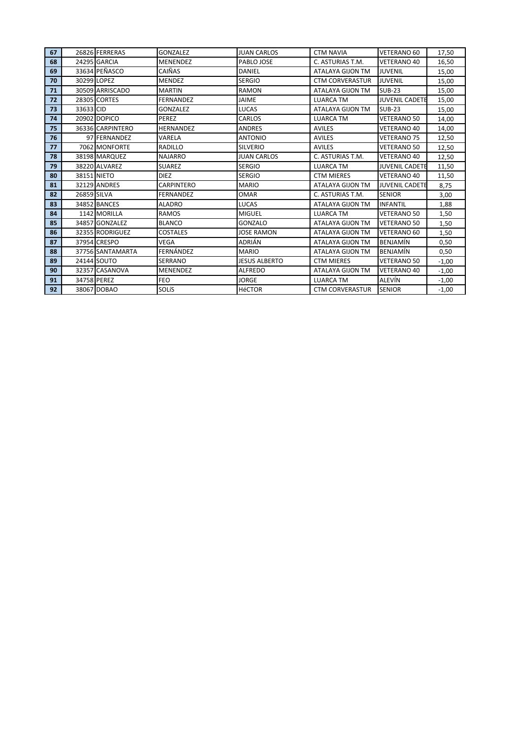| | | | | | | | |
|---|---|---|---|---|---|---|---|
| 67 | 26826 | FERRERAS | GONZALEZ | JUAN CARLOS | CTM NAVIA | VETERANO 60 | 17,50 |
| 68 | 24295 | GARCIA | MENENDEZ | PABLO JOSE | C. ASTURIAS T.M. | VETERANO 40 | 16,50 |
| 69 | 33634 | PEÑASCO | CAIÑAS | DANIEL | ATALAYA GIJON TM | JUVENIL | 15,00 |
| 70 | 30299 | LOPEZ | MENDEZ | SERGIO | CTM CORVERASTUR | JUVENIL | 15,00 |
| 71 | 30509 | ARRISCADO | MARTIN | RAMON | ATALAYA GIJON TM | SUB-23 | 15,00 |
| 72 | 28305 | CORTES | FERNANDEZ | JAIME | LUARCA TM | JUVENIL CADETE | 15,00 |
| 73 | 33633 | CID | GONZALEZ | LUCAS | ATALAYA GIJON TM | SUB-23 | 15,00 |
| 74 | 20902 | DOPICO | PEREZ | CARLOS | LUARCA TM | VETERANO 50 | 14,00 |
| 75 | 36336 | CARPINTERO | HERNANDEZ | ANDRES | AVILES | VETERANO 40 | 14,00 |
| 76 | 97 | FERNANDEZ | VARELA | ANTONIO | AVILES | VETERANO 75 | 12,50 |
| 77 | 7062 | MONFORTE | RADILLO | SILVERIO | AVILES | VETERANO 50 | 12,50 |
| 78 | 38198 | MARQUEZ | NAJARRO | JUAN CARLOS | C. ASTURIAS T.M. | VETERANO 40 | 12,50 |
| 79 | 38220 | ALVAREZ | SUAREZ | SERGIO | LUARCA TM | JUVENIL CADETE | 11,50 |
| 80 | 38151 | NIETO | DIEZ | SERGIO | CTM MIERES | VETERANO 40 | 11,50 |
| 81 | 32129 | ANDRES | CARPINTERO | MARIO | ATALAYA GIJON TM | JUVENIL CADETE | 8,75 |
| 82 | 26859 | SILVA | FERNANDEZ | OMAR | C. ASTURIAS T.M. | SENIOR | 3,00 |
| 83 | 34852 | BANCES | ALADRO | LUCAS | ATALAYA GIJON TM | INFANTIL | 1,88 |
| 84 | 1142 | MORILLA | RAMOS | MIGUEL | LUARCA TM | VETERANO 50 | 1,50 |
| 85 | 34857 | GONZALEZ | BLANCO | GONZALO | ATALAYA GIJON TM | VETERANO 50 | 1,50 |
| 86 | 32355 | RODRIGUEZ | COSTALES | JOSE RAMON | ATALAYA GIJON TM | VETERANO 60 | 1,50 |
| 87 | 37954 | CRESPO | VEGA | ADRIÁN | ATALAYA GIJON TM | BENJAMÍN | 0,50 |
| 88 | 37756 | SANTAMARTA | FERNÁNDEZ | MARIO | ATALAYA GIJON TM | BENJAMÍN | 0,50 |
| 89 | 24144 | SOUTO | SERRANO | JESUS ALBERTO | CTM MIERES | VETERANO 50 | -1,00 |
| 90 | 32357 | CASANOVA | MENENDEZ | ALFREDO | ATALAYA GIJON TM | VETERANO 40 | -1,00 |
| 91 | 34758 | PEREZ | FEO | JORGE | LUARCA TM | ALEVÍN | -1,00 |
| 92 | 38067 | DOBAO | SOLíS | HéCTOR | CTM CORVERASTUR | SENIOR | -1,00 |